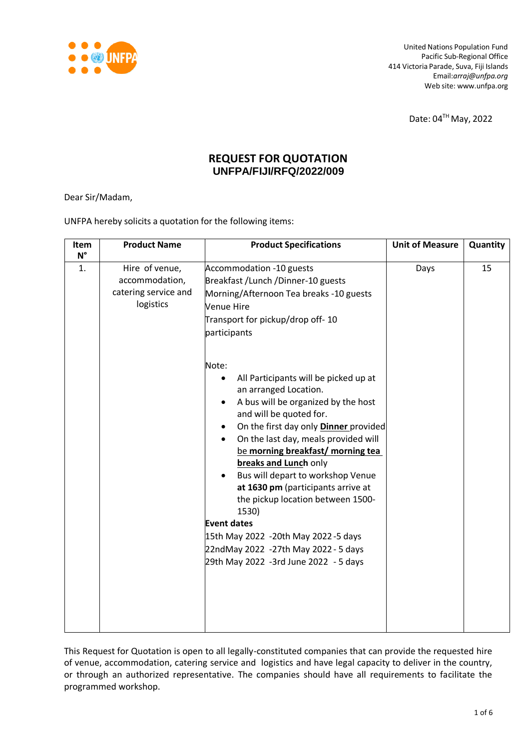United Nations Population Fund
Pacific Sub-Regional Office
414 Victoria Parade, Suva, Fiji Islands
Email:*arraj@unfpa.org*
Web site: www.unfpa.org

Date: 04TH May, 2022

# REQUEST FOR QUOTATION
## UNFPA/FIJI/RFQ/2022/009

Dear Sir/Madam,

UNFPA hereby solicits a quotation for the following items:

| Item N° | Product Name | Product Specifications | Unit of Measure | Quantity |
|---|---|---|---|---|
| 1. | Hire of venue, accommodation, catering service and logistics | Accommodation -10 guests<br>Breakfast /Lunch /Dinner-10 guests<br>Morning/Afternoon Tea breaks -10 guests<br>Venue Hire<br>Transport for pickup/drop off- 10 participants<br><br>Note:<br>• All Participants will be picked up at an arranged Location.<br>• A bus will be organized by the host and will be quoted for.<br>• On the first day only **Dinner** provided<br>• On the last day, meals provided will be **morning breakfast/ morning tea breaks and Lunch** only<br>• Bus will depart to workshop Venue **at 1630 pm** (participants arrive at the pickup location between 1500-1530)<br>**Event dates**<br>15th May 2022 -20th May 2022 -5 days<br>22ndMay 2022 -27th May 2022 - 5 days<br>29th May 2022 -3rd June 2022 - 5 days | Days | 15 |

This Request for Quotation is open to all legally-constituted companies that can provide the requested hire of venue, accommodation, catering service and logistics and have legal capacity to deliver in the country, or through an authorized representative. The companies should have all requirements to facilitate the programmed workshop.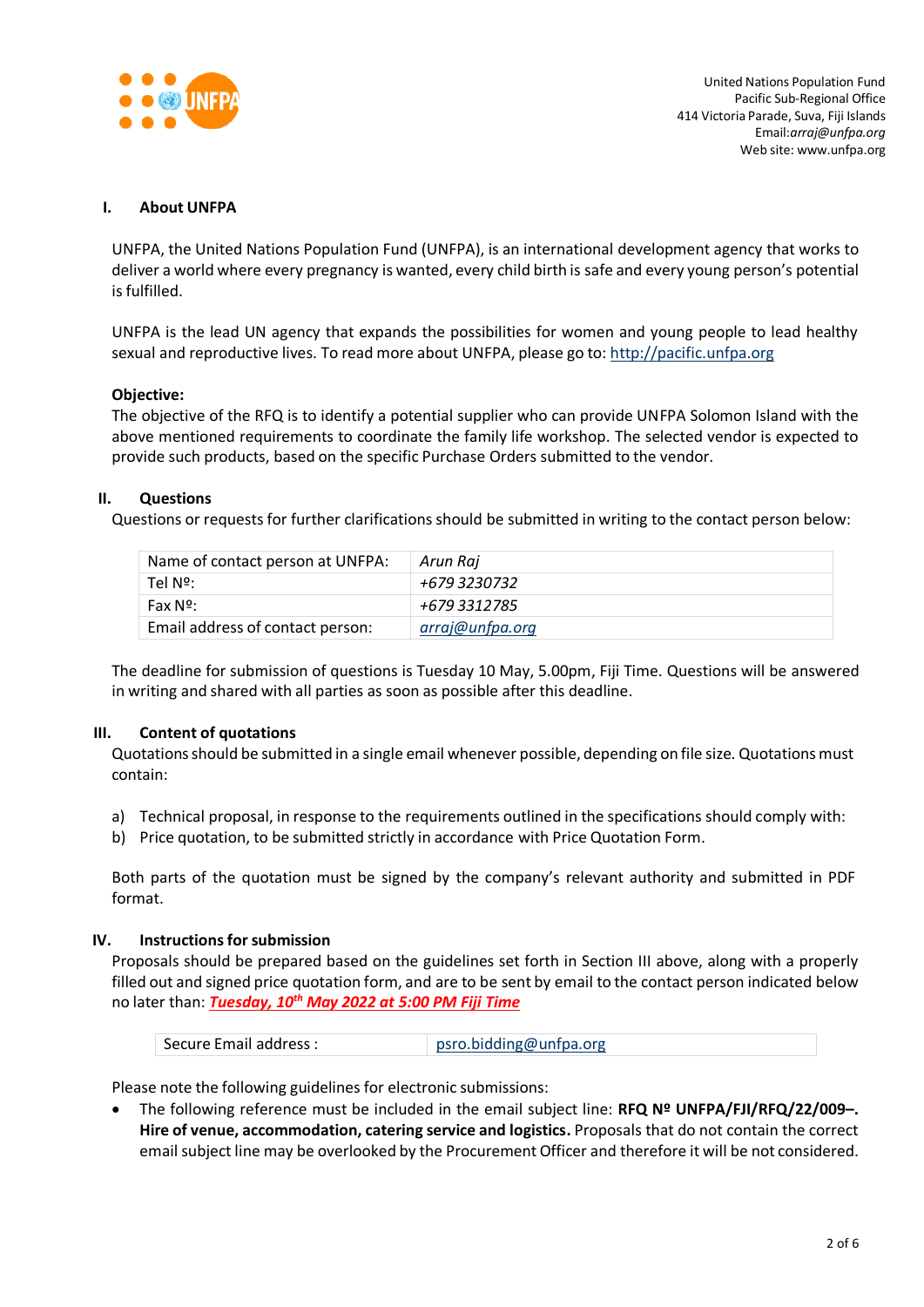United Nations Population Fund
Pacific Sub-Regional Office
414 Victoria Parade, Suva, Fiji Islands
Email:*arraj@unfpa.org*
Web site: www.unfpa.org

## I. About UNFPA

UNFPA, the United Nations Population Fund (UNFPA), is an international development agency that works to deliver a world where every pregnancy is wanted, every child birth is safe and every young person's potential is fulfilled.

UNFPA is the lead UN agency that expands the possibilities for women and young people to lead healthy sexual and reproductive lives. To read more about UNFPA, please go to: http://pacific.unfpa.org

**Objective:**
The objective of the RFQ is to identify a potential supplier who can provide UNFPA Solomon Island with the above mentioned requirements to coordinate the family life workshop. The selected vendor is expected to provide such products, based on the specific Purchase Orders submitted to the vendor.

## II. Questions

Questions or requests for further clarifications should be submitted in writing to the contact person below:

| | |
|---|---|
| Name of contact person at UNFPA: | *Arun Raj* |
| Tel Nº: | *+679 3230732* |
| Fax Nº: | *+679 3312785* |
| Email address of contact person: | *arraj@unfpa.org* |

The deadline for submission of questions is Tuesday 10 May, 5.00pm, Fiji Time. Questions will be answered in writing and shared with all parties as soon as possible after this deadline.

## III. Content of quotations

Quotations should be submitted in a single email whenever possible, depending on file size. Quotations must contain:

a) Technical proposal, in response to the requirements outlined in the specifications should comply with:
b) Price quotation, to be submitted strictly in accordance with Price Quotation Form.

Both parts of the quotation must be signed by the company's relevant authority and submitted in PDF format.

## IV. Instructions for submission

Proposals should be prepared based on the guidelines set forth in Section III above, along with a properly filled out and signed price quotation form, and are to be sent by email to the contact person indicated below no later than: ***Tuesday, 10th May 2022 at 5:00 PM Fiji Time***

| | |
|---|---|
| Secure Email address : | psro.bidding@unfpa.org |

Please note the following guidelines for electronic submissions:

- The following reference must be included in the email subject line: **RFQ Nº UNFPA/FJI/RFQ/22/009–. Hire of venue, accommodation, catering service and logistics.** Proposals that do not contain the correct email subject line may be overlooked by the Procurement Officer and therefore it will be not considered.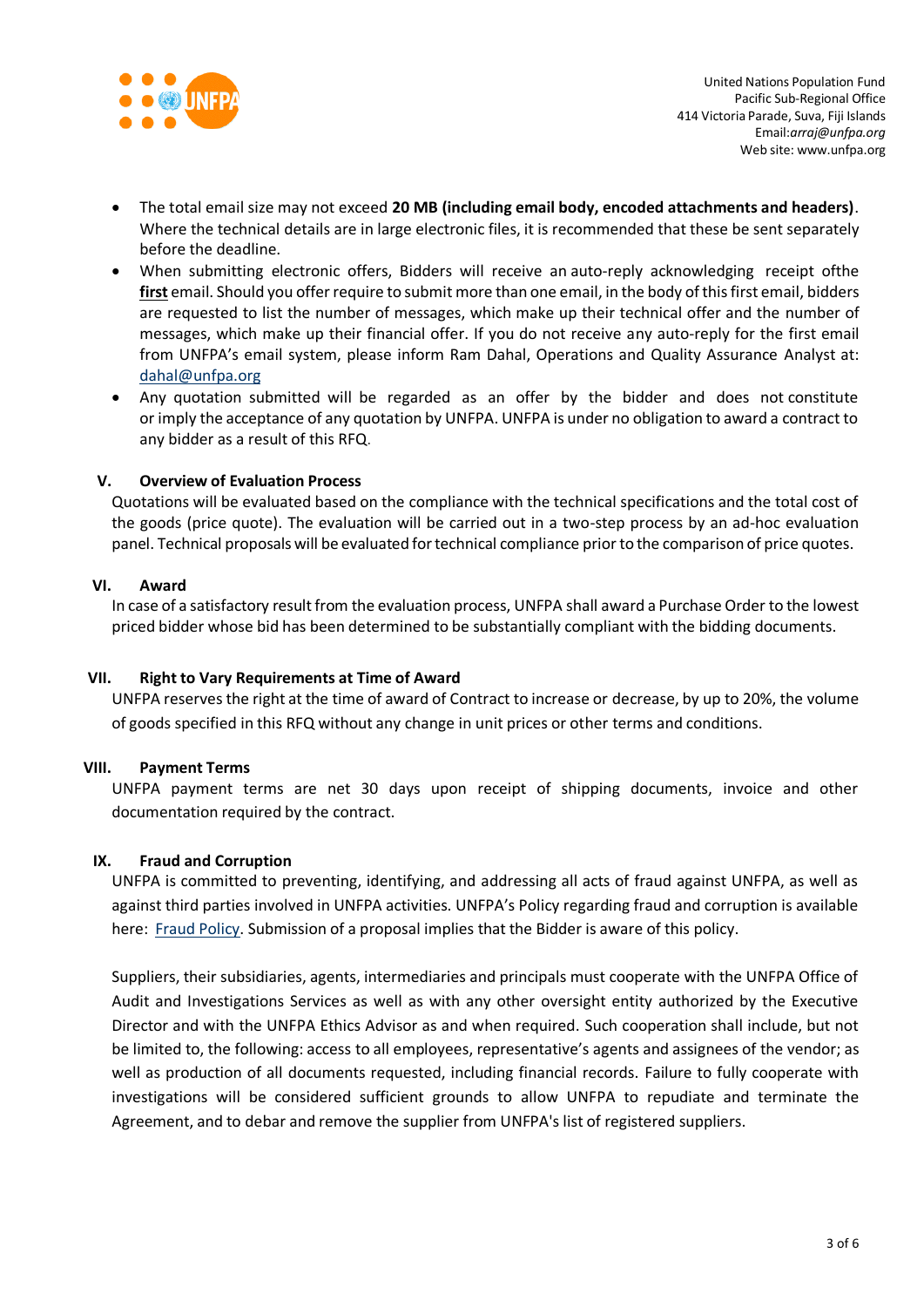- The total email size may not exceed **20 MB (including email body, encoded attachments and headers)**. Where the technical details are in large electronic files, it is recommended that these be sent separately before the deadline.
- When submitting electronic offers, Bidders will receive an auto-reply acknowledging receipt ofthe **first** email. Should you offer require to submit more than one email, in the body of this first email, bidders are requested to list the number of messages, which make up their technical offer and the number of messages, which make up their financial offer. If you do not receive any auto-reply for the first email from UNFPA's email system, please inform Ram Dahal, Operations and Quality Assurance Analyst at: dahal@unfpa.org
- Any quotation submitted will be regarded as an offer by the bidder and does not constitute or imply the acceptance of any quotation by UNFPA. UNFPA is under no obligation to award a contract to any bidder as a result of this RFQ.

## V. Overview of Evaluation Process

Quotations will be evaluated based on the compliance with the technical specifications and the total cost of the goods (price quote). The evaluation will be carried out in a two-step process by an ad-hoc evaluation panel. Technical proposals will be evaluated for technical compliance prior to the comparison of price quotes.

## VI. Award

In case of a satisfactory result from the evaluation process, UNFPA shall award a Purchase Order to the lowest priced bidder whose bid has been determined to be substantially compliant with the bidding documents.

## VII. Right to Vary Requirements at Time of Award

UNFPA reserves the right at the time of award of Contract to increase or decrease, by up to 20%, the volume of goods specified in this RFQ without any change in unit prices or other terms and conditions.

## VIII. Payment Terms

UNFPA payment terms are net 30 days upon receipt of shipping documents, invoice and other documentation required by the contract.

## IX. Fraud and Corruption

UNFPA is committed to preventing, identifying, and addressing all acts of fraud against UNFPA, as well as against third parties involved in UNFPA activities. UNFPA's Policy regarding fraud and corruption is available here: Fraud Policy. Submission of a proposal implies that the Bidder is aware of this policy.

Suppliers, their subsidiaries, agents, intermediaries and principals must cooperate with the UNFPA Office of Audit and Investigations Services as well as with any other oversight entity authorized by the Executive Director and with the UNFPA Ethics Advisor as and when required. Such cooperation shall include, but not be limited to, the following: access to all employees, representative's agents and assignees of the vendor; as well as production of all documents requested, including financial records. Failure to fully cooperate with investigations will be considered sufficient grounds to allow UNFPA to repudiate and terminate the Agreement, and to debar and remove the supplier from UNFPA's list of registered suppliers.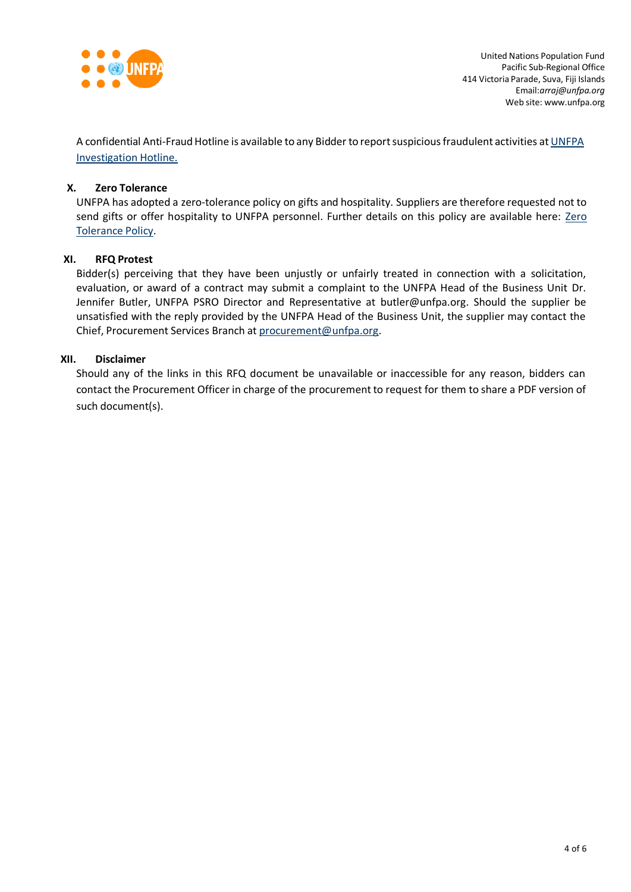A confidential Anti-Fraud Hotline is available to any Bidder to report suspicious fraudulent activities at UNFPA Investigation Hotline.

### X. Zero Tolerance

UNFPA has adopted a zero-tolerance policy on gifts and hospitality. Suppliers are therefore requested not to send gifts or offer hospitality to UNFPA personnel. Further details on this policy are available here: Zero Tolerance Policy.

### XI. RFQ Protest

Bidder(s) perceiving that they have been unjustly or unfairly treated in connection with a solicitation, evaluation, or award of a contract may submit a complaint to the UNFPA Head of the Business Unit Dr. Jennifer Butler, UNFPA PSRO Director and Representative at butler@unfpa.org. Should the supplier be unsatisfied with the reply provided by the UNFPA Head of the Business Unit, the supplier may contact the Chief, Procurement Services Branch at procurement@unfpa.org.

### XII. Disclaimer

Should any of the links in this RFQ document be unavailable or inaccessible for any reason, bidders can contact the Procurement Officer in charge of the procurement to request for them to share a PDF version of such document(s).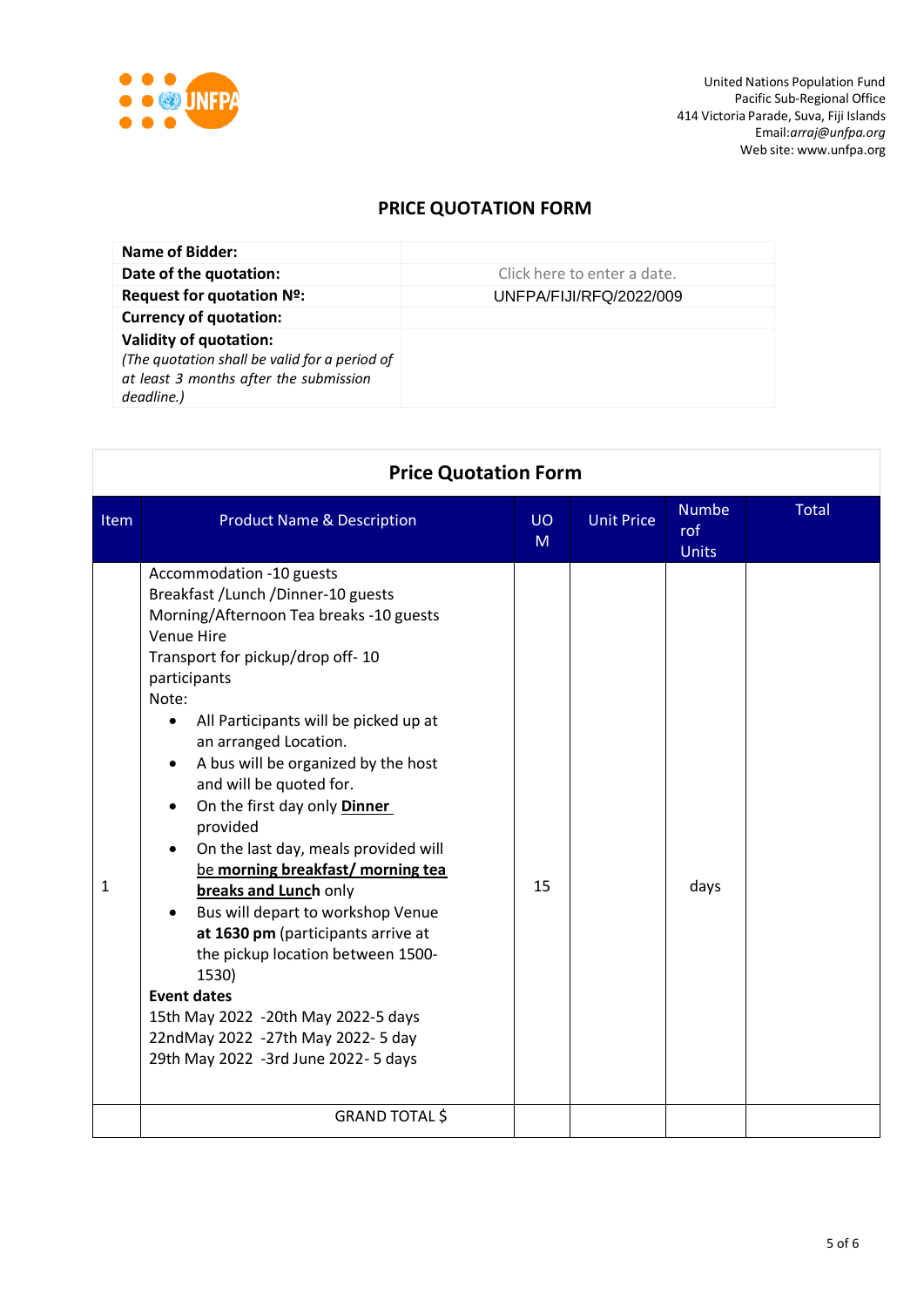United Nations Population Fund
Pacific Sub-Regional Office
414 Victoria Parade, Suva, Fiji Islands
Email:*arraj@unfpa.org*
Web site: www.unfpa.org

## PRICE QUOTATION FORM

| **Name of Bidder:** | |
|---|---|
| **Date of the quotation:** | Click here to enter a date. |
| **Request for quotation Nº:** | UNFPA/FIJI/RFQ/2022/009 |
| **Currency of quotation:** | |
| **Validity of quotation:** *(The quotation shall be valid for a period of at least 3 months after the submission deadline.)* | |

### Price Quotation Form

| Item | Product Name & Description | UOM | Unit Price | Number of Units | Total |
|---|---|---|---|---|---|
| 1 | Accommodation -10 guests<br>Breakfast /Lunch /Dinner-10 guests<br>Morning/Afternoon Tea breaks -10 guests<br>Venue Hire<br>Transport for pickup/drop off- 10 participants<br>Note:<br>• All Participants will be picked up at an arranged Location.<br>• A bus will be organized by the host and will be quoted for.<br>• On the first day only **Dinner** provided<br>• On the last day, meals provided will be **morning breakfast/ morning tea breaks and Lunch** only<br>• Bus will depart to workshop Venue **at 1630 pm** (participants arrive at the pickup location between 1500-1530)<br>**Event dates**<br>15th May 2022 -20th May 2022-5 days<br>22ndMay 2022 -27th May 2022- 5 day<br>29th May 2022 -3rd June 2022- 5 days | 15 | | days | |
| | GRAND TOTAL $ | | | | |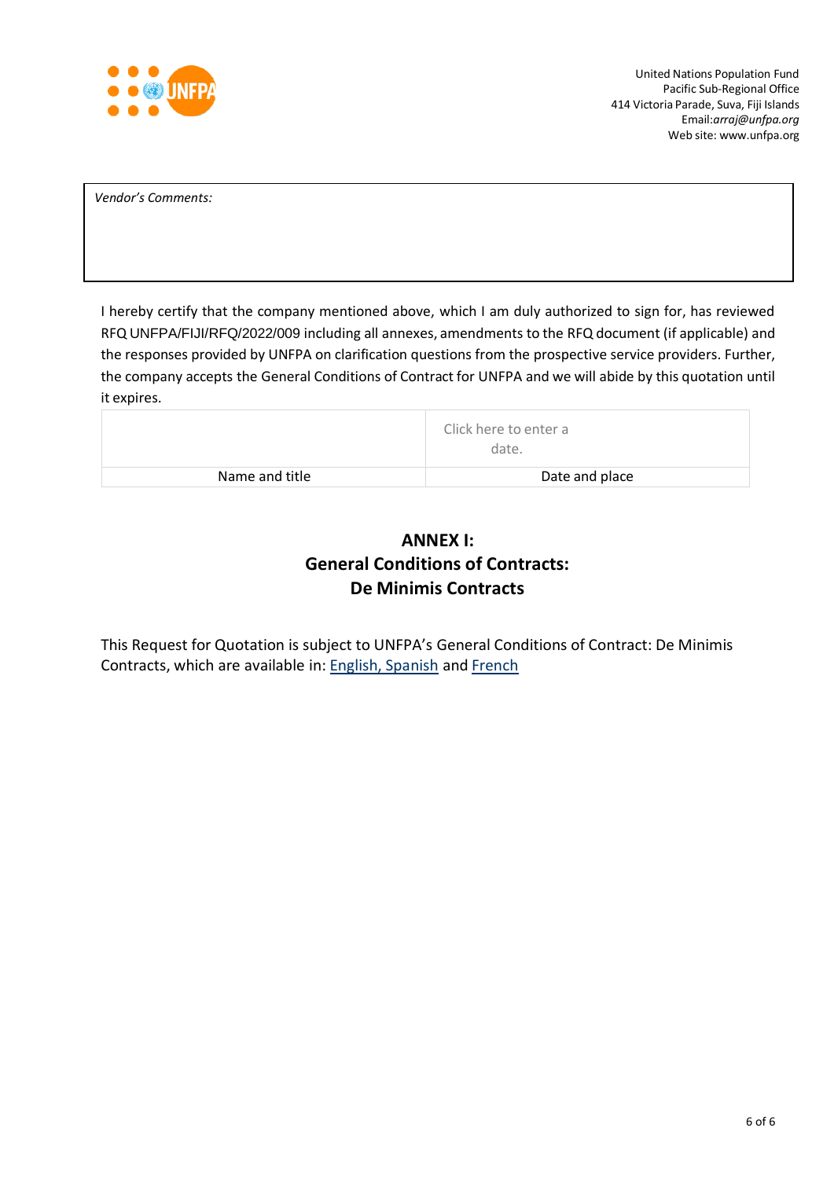United Nations Population Fund
Pacific Sub-Regional Office
414 Victoria Parade, Suva, Fiji Islands
Email:*arraj@unfpa.org*
Web site: www.unfpa.org

| |
|---|
| *Vendor's Comments:* |

I hereby certify that the company mentioned above, which I am duly authorized to sign for, has reviewed RFQ UNFPA/FIJI/RFQ/2022/009 including all annexes, amendments to the RFQ document (if applicable) and the responses provided by UNFPA on clarification questions from the prospective service providers. Further, the company accepts the General Conditions of Contract for UNFPA and we will abide by this quotation until it expires.

| | |
|---|---|
| | Click here to enter a date. |
| Name and title | Date and place |

## ANNEX I:
## General Conditions of Contracts:
## De Minimis Contracts

This Request for Quotation is subject to UNFPA's General Conditions of Contract: De Minimis Contracts, which are available in: English, Spanish and French